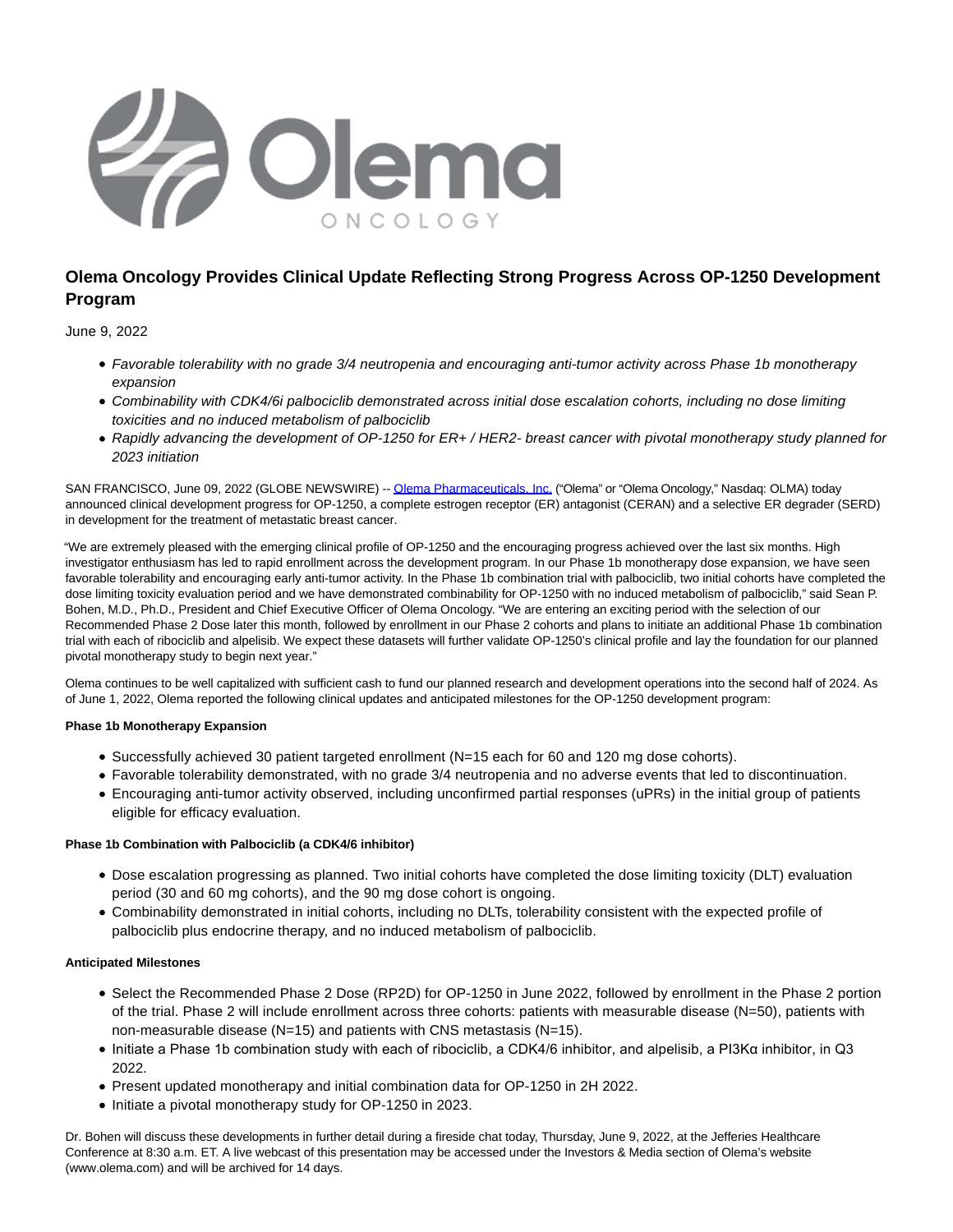# Olema Oncology Provides Clinical Update Reflecting Strong Progress Across OP-1250 Development Program

June 9, 2022

- *Favorable tolerability with no grade 3/4 neutropenia and encouraging anti-tumor activity across Phase 1b monotherapy expansion*
- *Combinability with CDK4/6i palbociclib demonstrated across initial dose escalation cohorts, including no dose limiting toxicities and no induced metabolism of palbociclib*
- *Rapidly advancing the development of OP-1250 for ER+ / HER2- breast cancer with pivotal monotherapy study planned for 2023 initiation*

SAN FRANCISCO, June 09, 2022 (GLOBE NEWSWIRE) -- Olema Pharmaceuticals, Inc. ("Olema" or "Olema Oncology," Nasdaq: OLMA) today announced clinical development progress for OP-1250, a complete estrogen receptor (ER) antagonist (CERAN) and a selective ER degrader (SERD) in development for the treatment of metastatic breast cancer.

"We are extremely pleased with the emerging clinical profile of OP-1250 and the encouraging progress achieved over the last six months. High investigator enthusiasm has led to rapid enrollment across the development program. In our Phase 1b monotherapy dose expansion, we have seen favorable tolerability and encouraging early anti-tumor activity. In the Phase 1b combination trial with palbociclib, two initial cohorts have completed the dose limiting toxicity evaluation period and we have demonstrated combinability for OP-1250 with no induced metabolism of palbociclib," said Sean P. Bohen, M.D., Ph.D., President and Chief Executive Officer of Olema Oncology. "We are entering an exciting period with the selection of our Recommended Phase 2 Dose later this month, followed by enrollment in our Phase 2 cohorts and plans to initiate an additional Phase 1b combination trial with each of ribociclib and alpelisib. We expect these datasets will further validate OP-1250's clinical profile and lay the foundation for our planned pivotal monotherapy study to begin next year."

Olema continues to be well capitalized with sufficient cash to fund our planned research and development operations into the second half of 2024. As of June 1, 2022, Olema reported the following clinical updates and anticipated milestones for the OP-1250 development program:

**Phase 1b Monotherapy Expansion**

- Successfully achieved 30 patient targeted enrollment (N=15 each for 60 and 120 mg dose cohorts).
- Favorable tolerability demonstrated, with no grade 3/4 neutropenia and no adverse events that led to discontinuation.
- Encouraging anti-tumor activity observed, including unconfirmed partial responses (uPRs) in the initial group of patients eligible for efficacy evaluation.

**Phase 1b Combination with Palbociclib (a CDK4/6 inhibitor)**

- Dose escalation progressing as planned. Two initial cohorts have completed the dose limiting toxicity (DLT) evaluation period (30 and 60 mg cohorts), and the 90 mg dose cohort is ongoing.
- Combinability demonstrated in initial cohorts, including no DLTs, tolerability consistent with the expected profile of palbociclib plus endocrine therapy, and no induced metabolism of palbociclib.

**Anticipated Milestones**

- Select the Recommended Phase 2 Dose (RP2D) for OP-1250 in June 2022, followed by enrollment in the Phase 2 portion of the trial. Phase 2 will include enrollment across three cohorts: patients with measurable disease (N=50), patients with non-measurable disease (N=15) and patients with CNS metastasis (N=15).
- Initiate a Phase 1b combination study with each of ribociclib, a CDK4/6 inhibitor, and alpelisib, a PI3Kα inhibitor, in Q3 2022.
- Present updated monotherapy and initial combination data for OP-1250 in 2H 2022.
- Initiate a pivotal monotherapy study for OP-1250 in 2023.

Dr. Bohen will discuss these developments in further detail during a fireside chat today, Thursday, June 9, 2022, at the Jefferies Healthcare Conference at 8:30 a.m. ET. A live webcast of this presentation may be accessed under the Investors & Media section of Olema's website (www.olema.com) and will be archived for 14 days.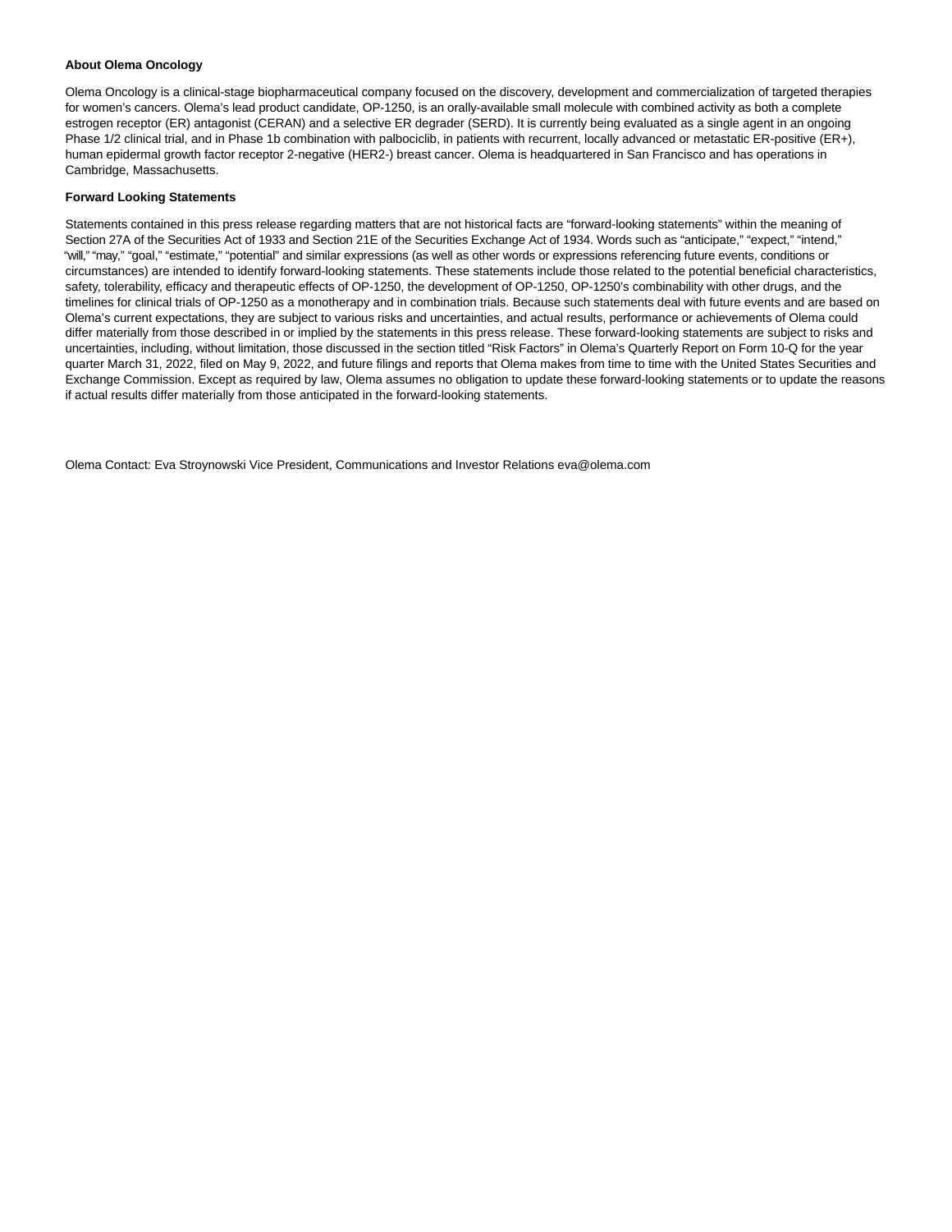**About Olema Oncology**

Olema Oncology is a clinical-stage biopharmaceutical company focused on the discovery, development and commercialization of targeted therapies for women's cancers. Olema's lead product candidate, OP-1250, is an orally-available small molecule with combined activity as both a complete estrogen receptor (ER) antagonist (CERAN) and a selective ER degrader (SERD). It is currently being evaluated as a single agent in an ongoing Phase 1/2 clinical trial, and in Phase 1b combination with palbociclib, in patients with recurrent, locally advanced or metastatic ER-positive (ER+), human epidermal growth factor receptor 2-negative (HER2-) breast cancer. Olema is headquartered in San Francisco and has operations in Cambridge, Massachusetts.

**Forward Looking Statements**

Statements contained in this press release regarding matters that are not historical facts are "forward-looking statements" within the meaning of Section 27A of the Securities Act of 1933 and Section 21E of the Securities Exchange Act of 1934. Words such as "anticipate," "expect," "intend," "will," "may," "goal," "estimate," "potential" and similar expressions (as well as other words or expressions referencing future events, conditions or circumstances) are intended to identify forward-looking statements. These statements include those related to the potential beneficial characteristics, safety, tolerability, efficacy and therapeutic effects of OP-1250, the development of OP-1250, OP-1250's combinability with other drugs, and the timelines for clinical trials of OP-1250 as a monotherapy and in combination trials. Because such statements deal with future events and are based on Olema's current expectations, they are subject to various risks and uncertainties, and actual results, performance or achievements of Olema could differ materially from those described in or implied by the statements in this press release. These forward-looking statements are subject to risks and uncertainties, including, without limitation, those discussed in the section titled "Risk Factors" in Olema's Quarterly Report on Form 10-Q for the year quarter March 31, 2022, filed on May 9, 2022, and future filings and reports that Olema makes from time to time with the United States Securities and Exchange Commission. Except as required by law, Olema assumes no obligation to update these forward-looking statements or to update the reasons if actual results differ materially from those anticipated in the forward-looking statements.

Olema Contact: Eva Stroynowski Vice President, Communications and Investor Relations eva@olema.com